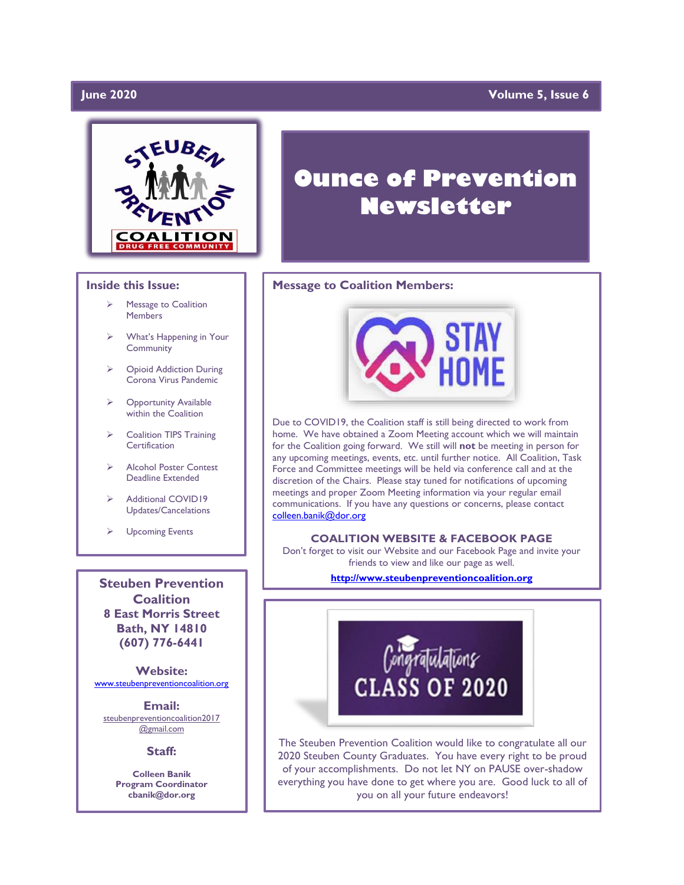June 2020 | Volume 5, Issue 6

# Ounce of Prevention Newsletter

## Inside this Issue:

- Message to Coalition Members
- What's Happening in Your Community
- Opioid Addiction During Corona Virus Pandemic
- Opportunity Available within the Coalition
- Coalition TIPS Training Certification
- Alcohol Poster Contest Deadline Extended
- Additional COVID19 Updates/Cancelations
- Upcoming Events

**Steuben Prevention Coalition**
**8 East Morris Street**
**Bath, NY 14810**
**(607) 776-6441**

**Website:**
www.steubenpreventioncoalition.org

**Email:**
steubenpreventioncoalition2017@gmail.com

**Staff:**

**Colleen Banik**
**Program Coordinator**
**cbanik@dor.org**

## Message to Coalition Members:

STAY HOME

Due to COVID19, the Coalition staff is still being directed to work from home. We have obtained a Zoom Meeting account which we will maintain for the Coalition going forward. We still will **not** be meeting in person for any upcoming meetings, events, etc. until further notice. All Coalition, Task Force and Committee meetings will be held via conference call and at the discretion of the Chairs. Please stay tuned for notifications of upcoming meetings and proper Zoom Meeting information via your regular email communications. If you have any questions or concerns, please contact colleen.banik@dor.org

**COALITION WEBSITE & FACEBOOK PAGE**

Don't forget to visit our Website and our Facebook Page and invite your friends to view and like our page as well.

**http://www.steubenpreventioncoalition.org**

Congratulations CLASS OF 2020

The Steuben Prevention Coalition would like to congratulate all our 2020 Steuben County Graduates. You have every right to be proud of your accomplishments. Do not let NY on PAUSE over-shadow everything you have done to get where you are. Good luck to all of you on all your future endeavors!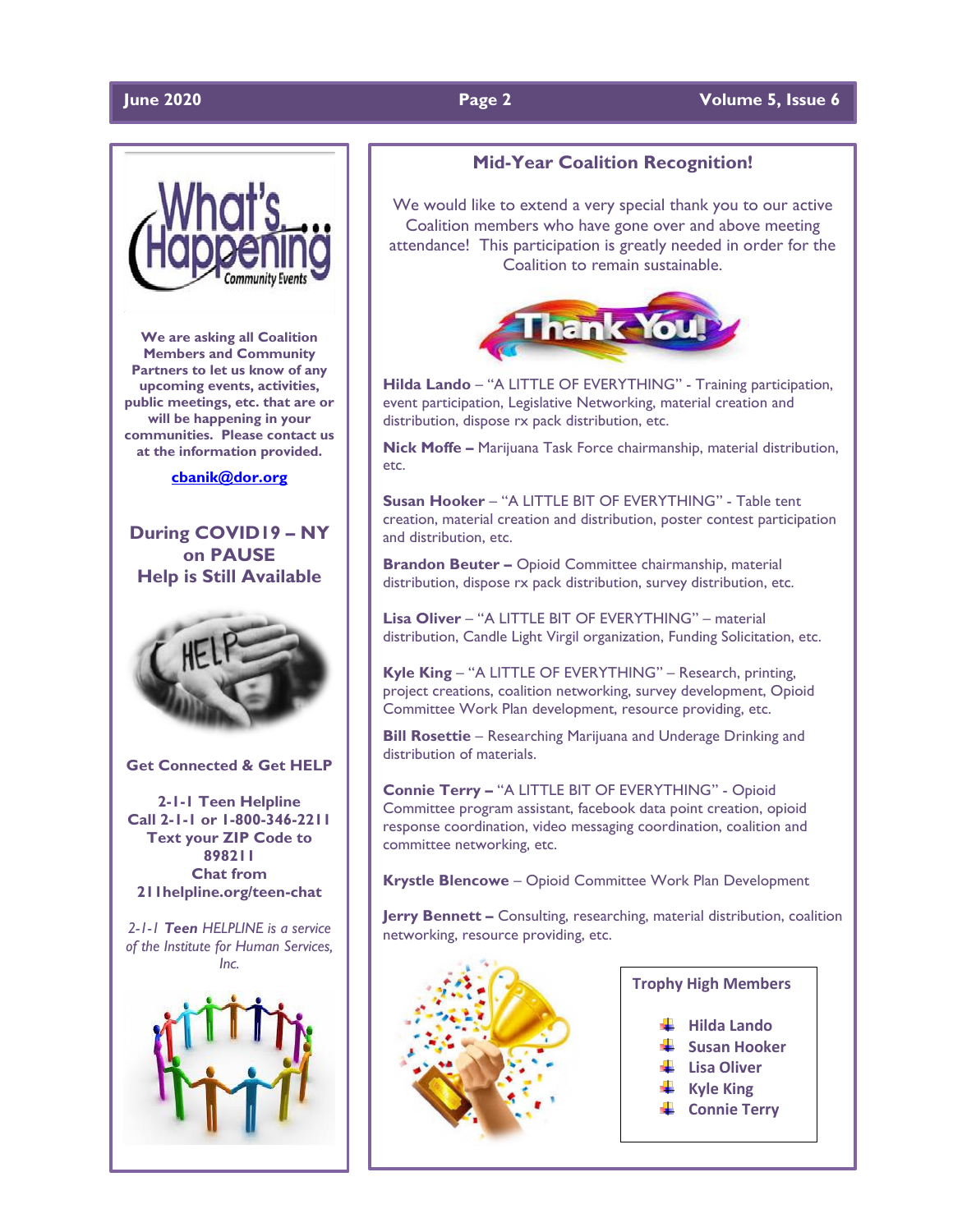**What's Happening... Community Events**

**We are asking all Coalition Members and Community Partners to let us know of any upcoming events, activities, public meetings, etc. that are or will be happening in your communities. Please contact us at the information provided.**

**cbanik@dor.org**

## During COVID19 – NY on PAUSE Help is Still Available

**Get Connected & Get HELP**

**2-1-1 Teen Helpline**
**Call 2-1-1 or 1-800-346-2211**
**Text your ZIP Code to 898211**
**Chat from 211helpline.org/teen-chat**

*2-1-1 **Teen** HELPLINE is a service of the Institute for Human Services, Inc.*

## Mid-Year Coalition Recognition!

We would like to extend a very special thank you to our active Coalition members who have gone over and above meeting attendance! This participation is greatly needed in order for the Coalition to remain sustainable.

Thank You!

**Hilda Lando** – "A LITTLE OF EVERYTHING" - Training participation, event participation, Legislative Networking, material creation and distribution, dispose rx pack distribution, etc.

**Nick Moffe –** Marijuana Task Force chairmanship, material distribution, etc.

**Susan Hooker** – "A LITTLE BIT OF EVERYTHING" - Table tent creation, material creation and distribution, poster contest participation and distribution, etc.

**Brandon Beuter –** Opioid Committee chairmanship, material distribution, dispose rx pack distribution, survey distribution, etc.

**Lisa Oliver** – "A LITTLE BIT OF EVERYTHING" – material distribution, Candle Light Virgil organization, Funding Solicitation, etc.

**Kyle King** – "A LITTLE OF EVERYTHING" – Research, printing, project creations, coalition networking, survey development, Opioid Committee Work Plan development, resource providing, etc.

**Bill Rosettie** – Researching Marijuana and Underage Drinking and distribution of materials.

**Connie Terry –** "A LITTLE BIT OF EVERYTHING" - Opioid Committee program assistant, facebook data point creation, opioid response coordination, video messaging coordination, coalition and committee networking, etc.

**Krystle Blencowe** – Opioid Committee Work Plan Development

**Jerry Bennett –** Consulting, researching, material distribution, coalition networking, resource providing, etc.

**Trophy High Members**

- **Hilda Lando**
- **Susan Hooker**
- **Lisa Oliver**
- **Kyle King**
- **Connie Terry**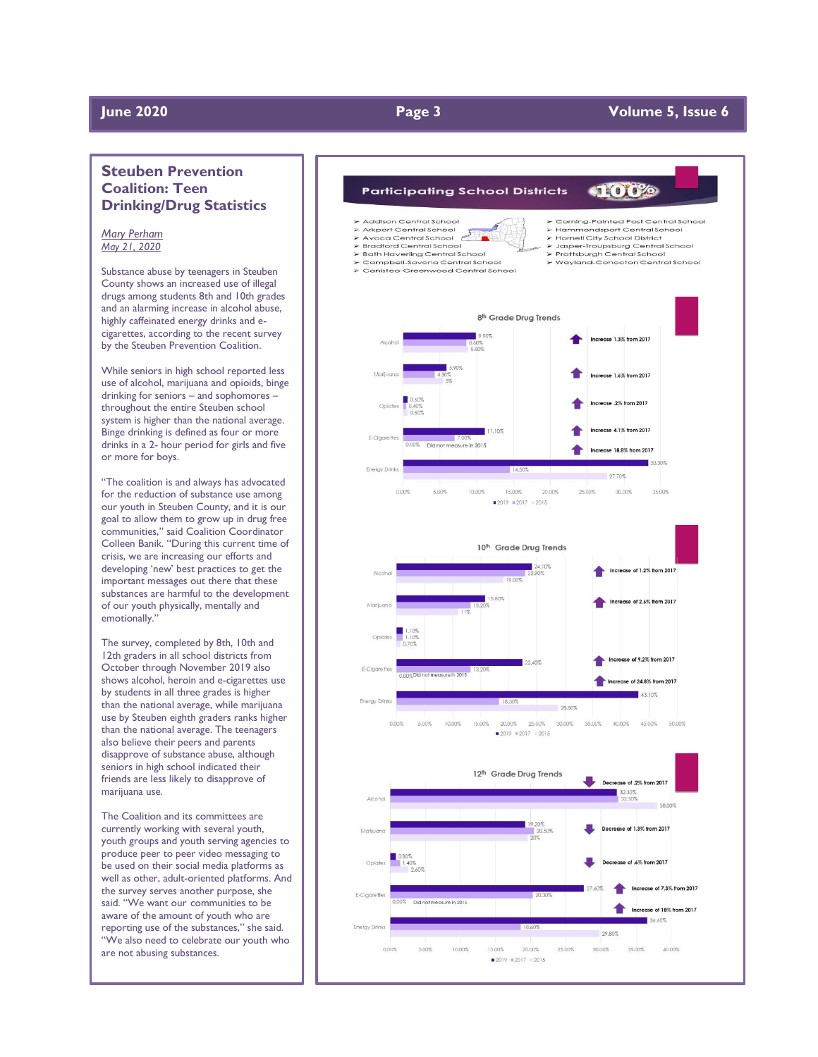## Steuben Prevention Coalition: Teen Drinking/Drug Statistics

*Mary Perham*
*May 21, 2020*

Substance abuse by teenagers in Steuben County shows an increased use of illegal drugs among students 8th and 10th grades and an alarming increase in alcohol abuse, highly caffeinated energy drinks and e-cigarettes, according to the recent survey by the Steuben Prevention Coalition.

While seniors in high school reported less use of alcohol, marijuana and opioids, binge drinking for seniors – and sophomores – throughout the entire Steuben school system is higher than the national average. Binge drinking is defined as four or more drinks in a 2- hour period for girls and five or more for boys.

"The coalition is and always has advocated for the reduction of substance use among our youth in Steuben County, and it is our goal to allow them to grow up in drug free communities," said Coalition Coordinator Colleen Banik. "During this current time of crisis, we are increasing our efforts and developing 'new' best practices to get the important messages out there that these substances are harmful to the development of our youth physically, mentally and emotionally."

The survey, completed by 8th, 10th and 12th graders in all school districts from October through November 2019 also shows alcohol, heroin and e-cigarettes use by students in all three grades is higher than the national average, while marijuana use by Steuben eighth graders ranks higher than the national average. The teenagers also believe their peers and parents disapprove of substance abuse, although seniors in high school indicated their friends are less likely to disapprove of marijuana use.

The Coalition and its committees are currently working with several youth, youth groups and youth serving agencies to produce peer to peer video messaging to be used on their social media platforms as well as other, adult-oriented platforms. And the survey serves another purpose, she said. "We want our communities to be aware of the amount of youth who are reporting use of the substances," she said. "We also need to celebrate our youth who are not abusing substances.

### Participating School Districts 100%

- Addison Central School
- Arkport Central School
- Avoca Central School
- Bradford Central School
- Bath Haverling Central School
- Campbell-Savona Central School
- Canisteo-Greenwood Central School
- Corning-Painted Post Central School
- Hammondsport Central School
- Hornell City School District
- Jasper-Troupsburg Central School
- Prattsburgh Central School
- Wayland-Cohocton Central School

### 8th Grade Drug Trends

| | 2019 | 2017 | 2015 | Trend |
|---|---|---|---|---|
| Alcohol | 9.90% | 8.60% | 8.80% | Increase 1.3% from 2017 |
| Marijuana | 5.90% | 4.30% | 5% | Increase 1.6% from 2017 |
| Opiates | 0.60% | 0.40% | 0.60% | Increase .2% from 2017 |
| E-Cigarettes | 11.10% | 7.00% | 0.00% Did not measure in 2015 | Increase 4.1% from 2017 |
| Energy Drinks | 33.30% | 14.50% | 27.70% | Increase 18.8% from 2017 |

### 10th Grade Drug Trends

| | 2019 | 2017 | 2015 | Trend |
|---|---|---|---|---|
| Alcohol | 24.10% | 22.90% | 19.00% | Increase of 1.2% from 2017 |
| Marijuana | 15.80% | 13.20% | 11% | Increase of 2.6% from 2017 |
| Opiates | 1.10% | 1.10% | 0.70% | |
| E-Cigarettes | 22.40% | 13.20% | 0.00% Did not measure in 2015 | Increase of 9.2% from 2017 |
| Energy Drinks | 43.10% | 18.30% | 28.80% | Increase of 24.8% from 2017 |

### 12th Grade Drug Trends

| | 2019 | 2017 | 2015 | Trend |
|---|---|---|---|---|
| Alcohol | 32.30% | 32.50% | 38.00% | Decrease of .2% from 2017 |
| Marijuana | 19.20% | 20.50% | 20% | Decrease of 1.3% from 2017 |
| Opiates | 0.80% | 1.40% | 2.60% | Decrease of .6% from 2017 |
| E-Cigarettes | 27.60% | 20.30% | 0.00% Did not measure in 2015 | Increase of 7.3% from 2017 |
| Energy Drinks | 36.60% | 18.60% | 29.80% | Increase of 18% from 2017 |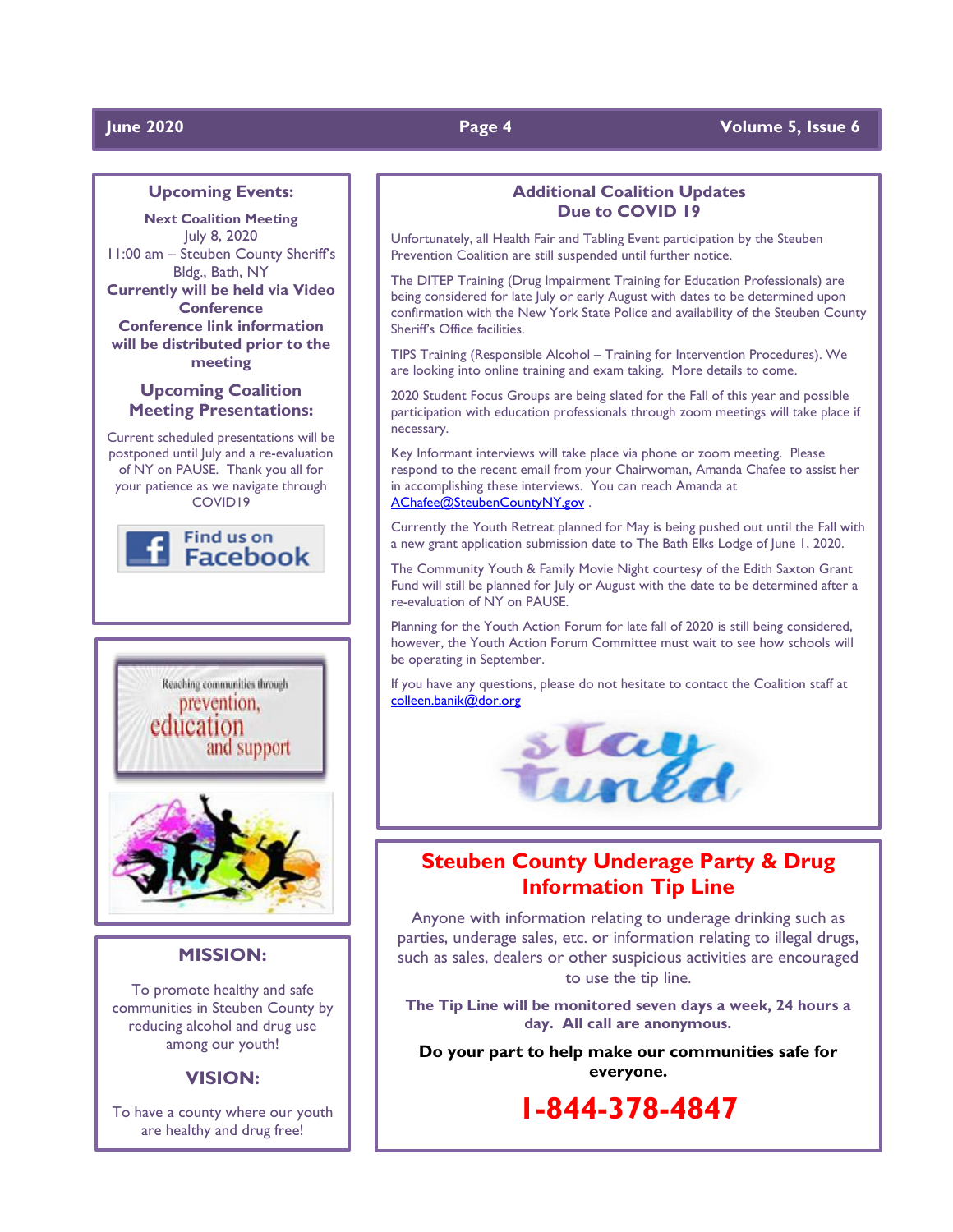## Upcoming Events:

**Next Coalition Meeting**

July 8, 2020

11:00 am – Steuben County Sheriff's Bldg., Bath, NY

**Currently will be held via Video Conference**

**Conference link information will be distributed prior to the meeting**

## Upcoming Coalition Meeting Presentations:

Current scheduled presentations will be postponed until July and a re-evaluation of NY on PAUSE. Thank you all for your patience as we navigate through COVID19

Find us on Facebook

Reaching communities through prevention, education and support

## MISSION:

To promote healthy and safe communities in Steuben County by reducing alcohol and drug use among our youth!

## VISION:

To have a county where our youth are healthy and drug free!

## Additional Coalition Updates Due to COVID 19

Unfortunately, all Health Fair and Tabling Event participation by the Steuben Prevention Coalition are still suspended until further notice.

The DITEP Training (Drug Impairment Training for Education Professionals) are being considered for late July or early August with dates to be determined upon confirmation with the New York State Police and availability of the Steuben County Sheriff's Office facilities.

TIPS Training (Responsible Alcohol – Training for Intervention Procedures). We are looking into online training and exam taking. More details to come.

2020 Student Focus Groups are being slated for the Fall of this year and possible participation with education professionals through zoom meetings will take place if necessary.

Key Informant interviews will take place via phone or zoom meeting. Please respond to the recent email from your Chairwoman, Amanda Chafee to assist her in accomplishing these interviews. You can reach Amanda at AChafee@SteubenCountyNY.gov .

Currently the Youth Retreat planned for May is being pushed out until the Fall with a new grant application submission date to The Bath Elks Lodge of June 1, 2020.

The Community Youth & Family Movie Night courtesy of the Edith Saxton Grant Fund will still be planned for July or August with the date to be determined after a re-evaluation of NY on PAUSE.

Planning for the Youth Action Forum for late fall of 2020 is still being considered, however, the Youth Action Forum Committee must wait to see how schools will be operating in September.

If you have any questions, please do not hesitate to contact the Coalition staff at colleen.banik@dor.org

stay tuned

## Steuben County Underage Party & Drug Information Tip Line

Anyone with information relating to underage drinking such as parties, underage sales, etc. or information relating to illegal drugs, such as sales, dealers or other suspicious activities are encouraged to use the tip line.

**The Tip Line will be monitored seven days a week, 24 hours a day. All call are anonymous.**

**Do your part to help make our communities safe for everyone.**

**1-844-378-4847**